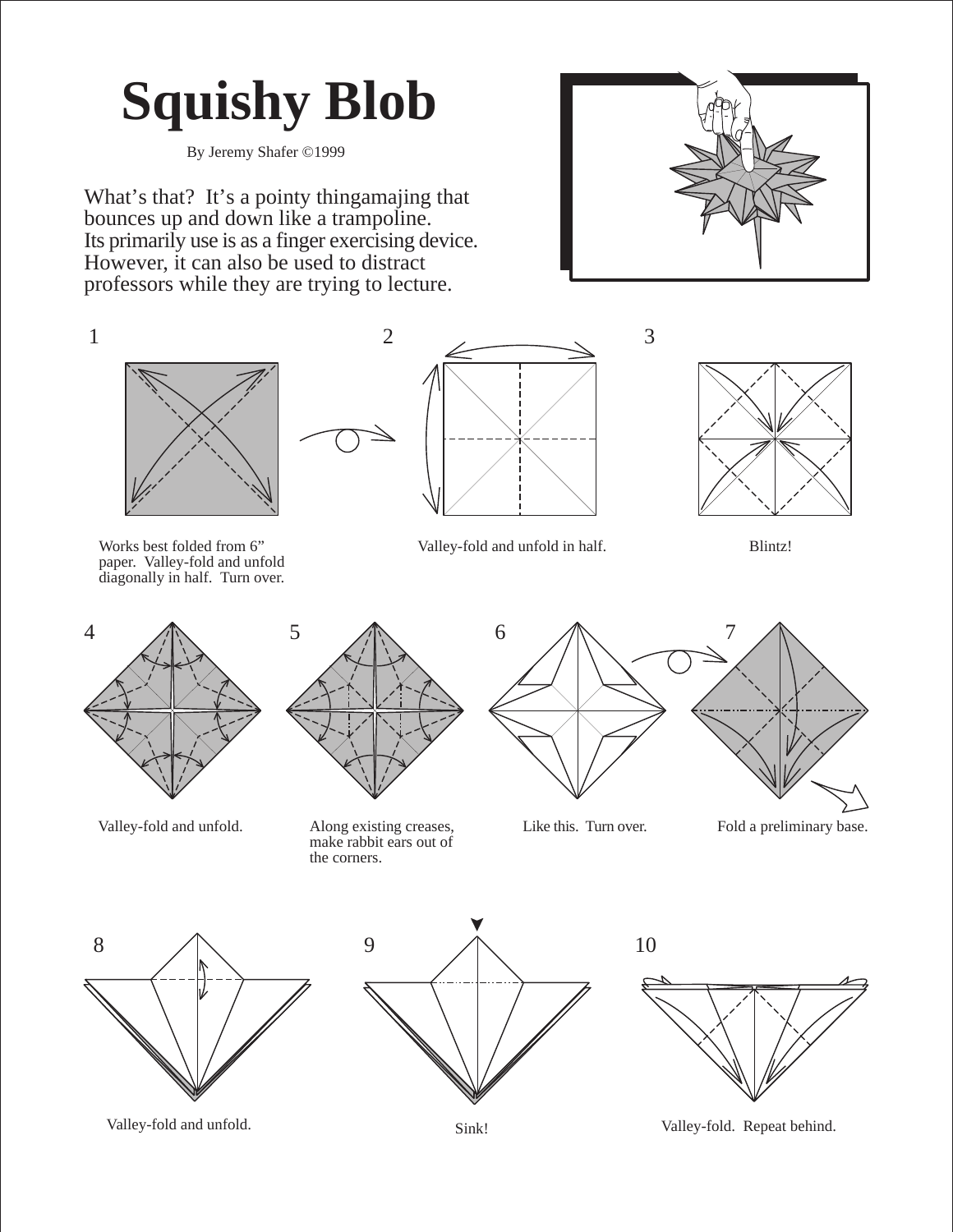# Squishy Blob

By Jeremy Shafer ©1999

What's that? It's a pointy thingamajing that bounces up and down like a trampoline. Its primarily use is as a finger exercising device. However, it can also be used to distract professors while they are trying to lecture.

1. Works best folded from 6" paper. Valley-fold and unfold diagonally in half. Turn over.

2. Valley-fold and unfold in half.

3. Blintz!

4. Valley-fold and unfold.

5. Along existing creases, make rabbit ears out of the corners.

6. Like this. Turn over.

7. Fold a preliminary base.

8. Valley-fold and unfold.

9. Sink!

10. Valley-fold. Repeat behind.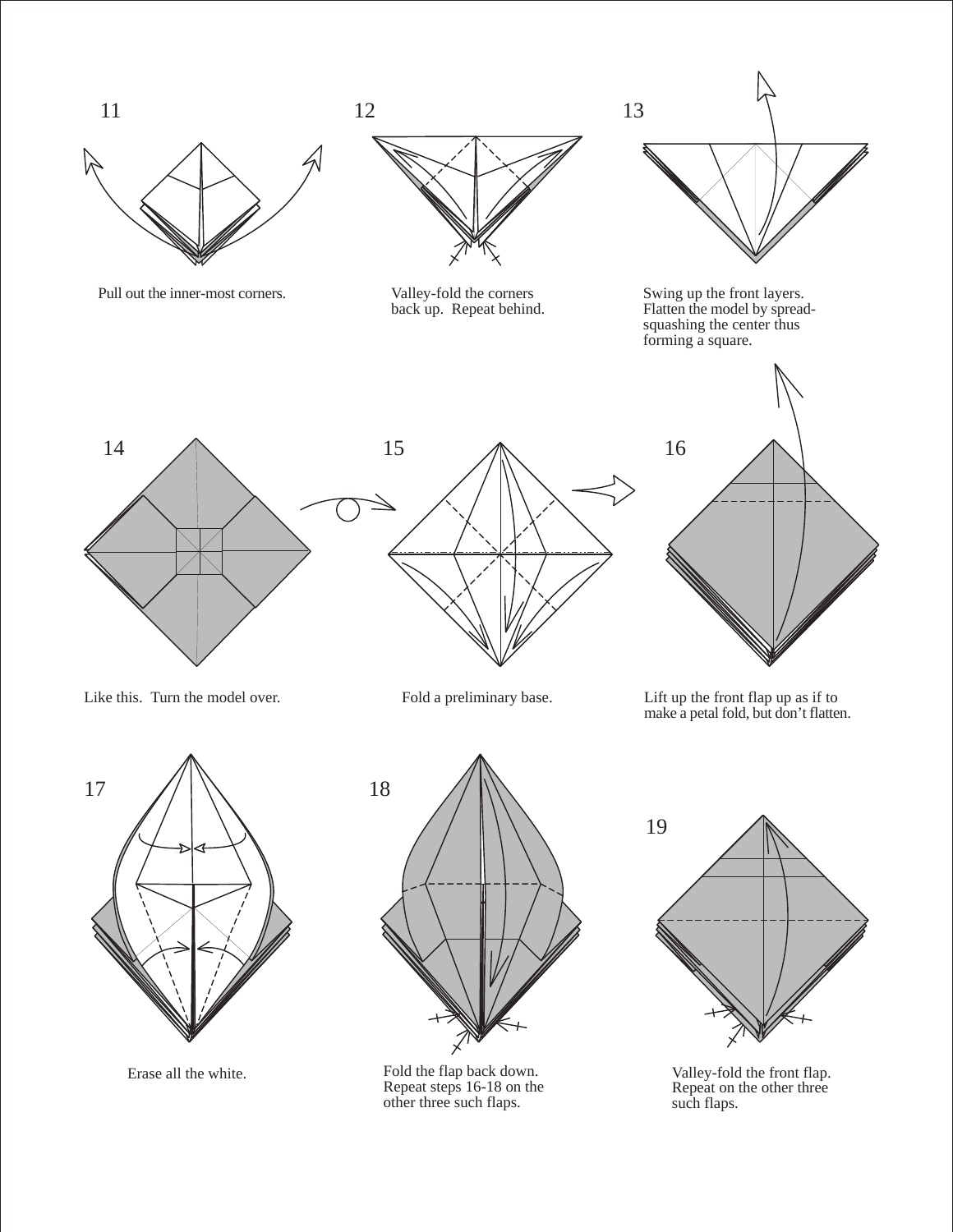11

Pull out the inner-most corners.

12

Valley-fold the corners back up. Repeat behind.

13

Swing up the front layers. Flatten the model by spread-squashing the center thus forming a square.

14

Like this. Turn the model over.

15

Fold a preliminary base.

16

Lift up the front flap up as if to make a petal fold, but don't flatten.

17

Erase all the white.

18

Fold the flap back down. Repeat steps 16-18 on the other three such flaps.

19

Valley-fold the front flap. Repeat on the other three such flaps.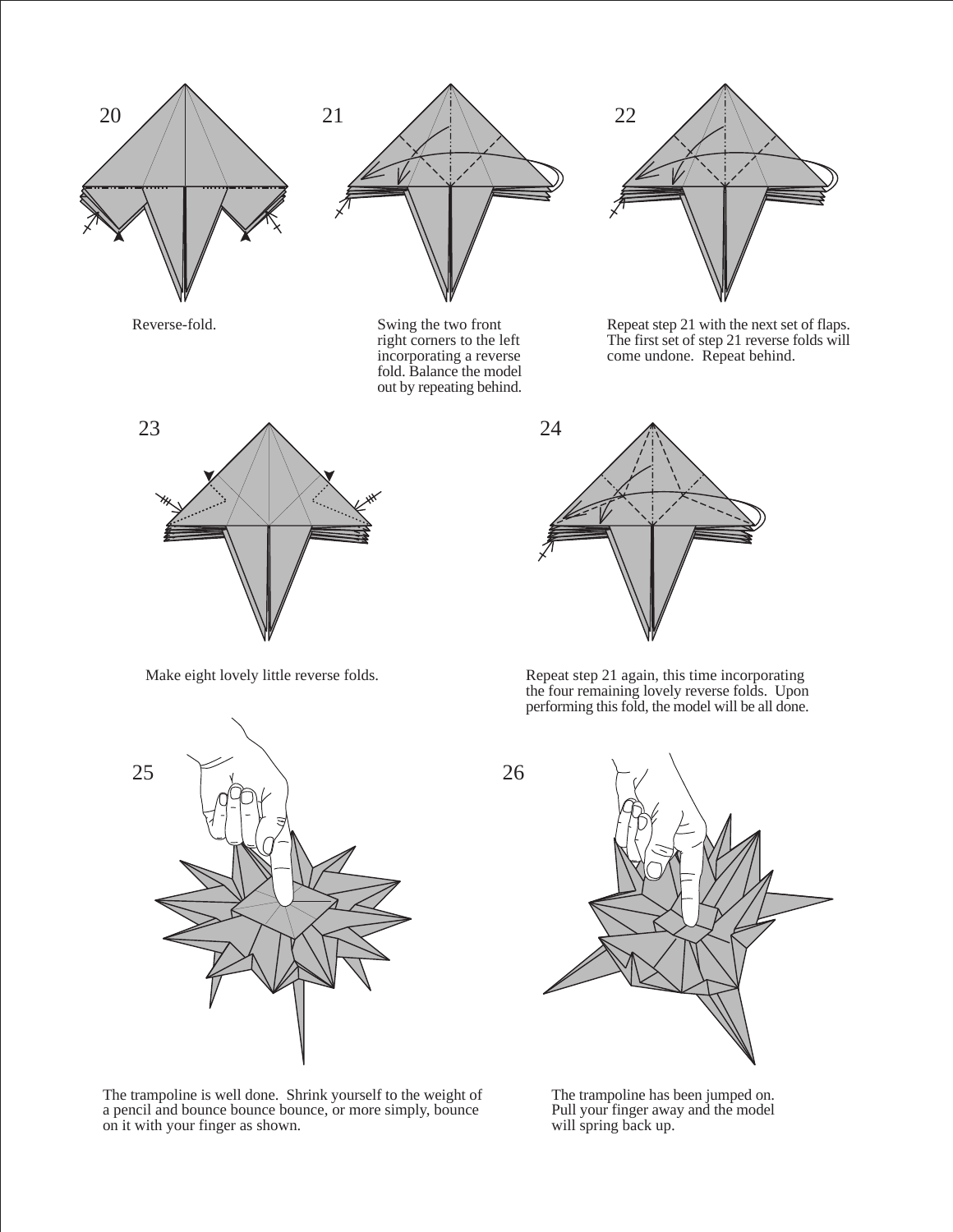20

Reverse-fold.

21

Swing the two front right corners to the left incorporating a reverse fold. Balance the model out by repeating behind.

22

Repeat step 21 with the next set of flaps. The first set of step 21 reverse folds will come undone. Repeat behind.

23

Make eight lovely little reverse folds.

24

Repeat step 21 again, this time incorporating the four remaining lovely reverse folds. Upon performing this fold, the model will be all done.

25

The trampoline is well done. Shrink yourself to the weight of a pencil and bounce bounce bounce, or more simply, bounce on it with your finger as shown.

26

The trampoline has been jumped on. Pull your finger away and the model will spring back up.